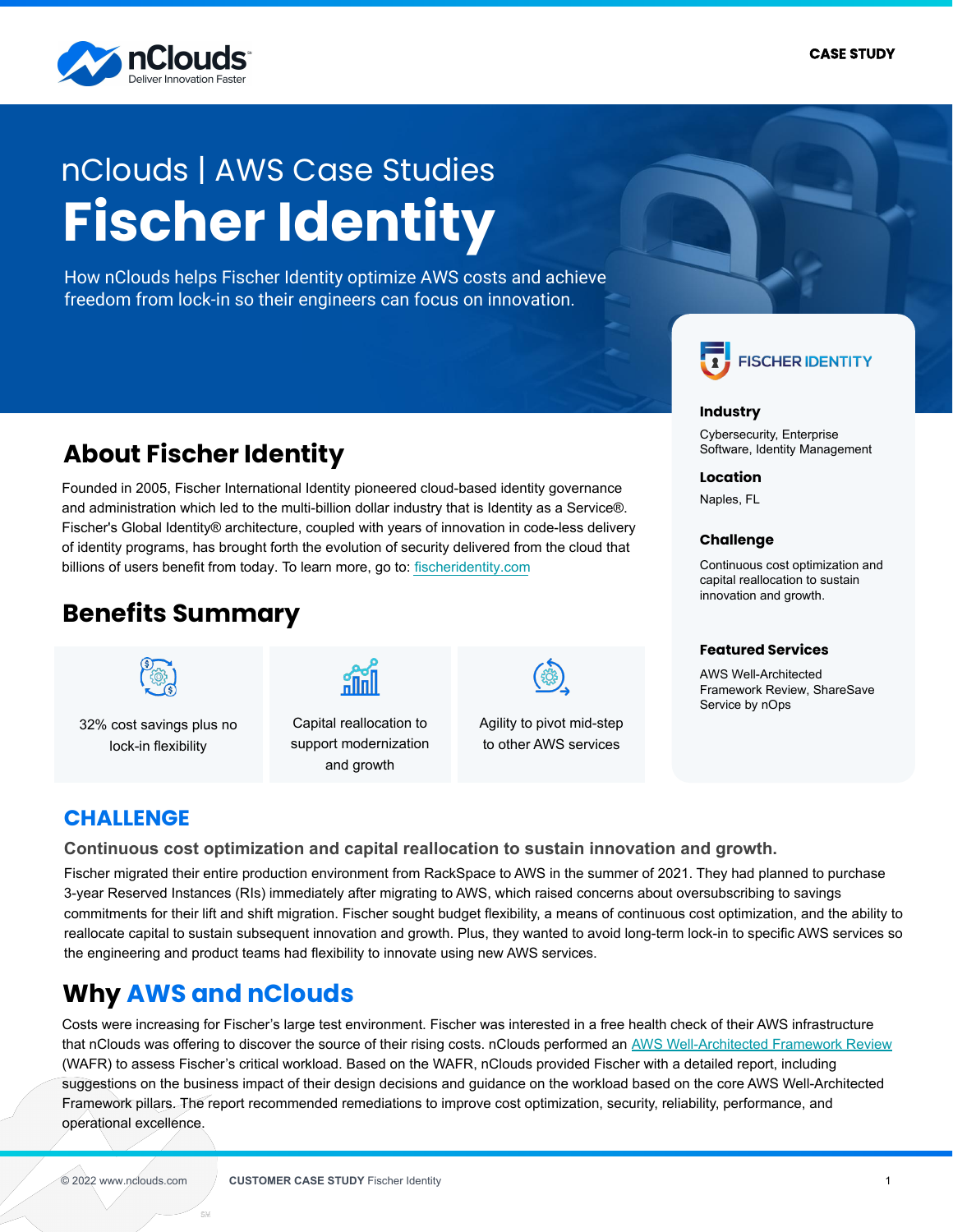CASE STUDY

nClouds | AWS Case Studies

# Fischer Identity

How nClouds helps Fischer Identity optimize AWS costs and achieve freedom from lock-in so their engineers can focus on innovation.

## About Fischer Identity

Founded in 2005, Fischer International Identity pioneered cloud-based identity governance and administration which led to the multi-billion dollar industry that is Identity as a Service®. Fischer's Global Identity® architecture, coupled with years of innovation in code-less delivery of identity programs, has brought forth the evolution of security delivered from the cloud that billions of users benefit from today. To learn more, go to: fischeridentity.com

FISCHER IDENTITY

**Industry**

Cybersecurity, Enterprise Software, Identity Management

**Location**

Naples, FL

**Challenge**

Continuous cost optimization and capital reallocation to sustain innovation and growth.

**Featured Services**

AWS Well-Architected Framework Review, ShareSave Service by nOps

## Benefits Summary

- 32% cost savings plus no lock-in flexibility
- Capital reallocation to support modernization and growth
- Agility to pivot mid-step to other AWS services

## CHALLENGE

### Continuous cost optimization and capital reallocation to sustain innovation and growth.

Fischer migrated their entire production environment from RackSpace to AWS in the summer of 2021. They had planned to purchase 3-year Reserved Instances (RIs) immediately after migrating to AWS, which raised concerns about oversubscribing to savings commitments for their lift and shift migration. Fischer sought budget flexibility, a means of continuous cost optimization, and the ability to reallocate capital to sustain subsequent innovation and growth. Plus, they wanted to avoid long-term lock-in to specific AWS services so the engineering and product teams had flexibility to innovate using new AWS services.

## Why AWS and nClouds

Costs were increasing for Fischer's large test environment. Fischer was interested in a free health check of their AWS infrastructure that nClouds was offering to discover the source of their rising costs. nClouds performed an AWS Well-Architected Framework Review (WAFR) to assess Fischer's critical workload. Based on the WAFR, nClouds provided Fischer with a detailed report, including suggestions on the business impact of their design decisions and guidance on the workload based on the core AWS Well-Architected Framework pillars. The report recommended remediations to improve cost optimization, security, reliability, performance, and operational excellence.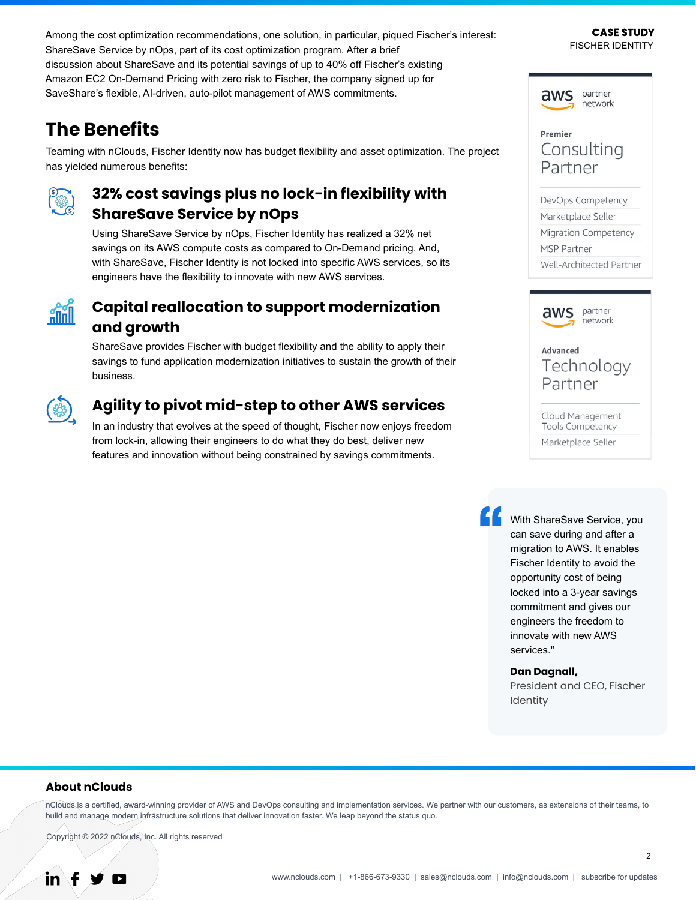Among the cost optimization recommendations, one solution, in particular, piqued Fischer's interest: ShareSave Service by nOps, part of its cost optimization program. After a brief discussion about ShareSave and its potential savings of up to 40% off Fischer's existing Amazon EC2 On-Demand Pricing with zero risk to Fischer, the company signed up for SaveShare's flexible, AI-driven, auto-pilot management of AWS commitments.

## The Benefits

Teaming with nClouds, Fischer Identity now has budget flexibility and asset optimization. The project has yielded numerous benefits:

### 32% cost savings plus no lock-in flexibility with ShareSave Service by nOps

Using ShareSave Service by nOps, Fischer Identity has realized a 32% net savings on its AWS compute costs as compared to On-Demand pricing. And, with ShareSave, Fischer Identity is not locked into specific AWS services, so its engineers have the flexibility to innovate with new AWS services.

### Capital reallocation to support modernization and growth

ShareSave provides Fischer with budget flexibility and the ability to apply their savings to fund application modernization initiatives to sustain the growth of their business.

### Agility to pivot mid-step to other AWS services

In an industry that evolves at the speed of thought, Fischer now enjoys freedom from lock-in, allowing their engineers to do what they do best, deliver new features and innovation without being constrained by savings commitments.

aws partner network

**Premier**
Consulting Partner

- DevOps Competency
- Marketplace Seller
- Migration Competency
- MSP Partner
- Well-Architected Partner

aws partner network

**Advanced**
Technology Partner

- Cloud Management Tools Competency
- Marketplace Seller

> With ShareSave Service, you can save during and after a migration to AWS. It enables Fischer Identity to avoid the opportunity cost of being locked into a 3-year savings commitment and gives our engineers the freedom to innovate with new AWS services."
>
> **Dan Dagnall,**
> President and CEO, Fischer Identity

### About nClouds

nClouds is a certified, award-winning provider of AWS and DevOps consulting and implementation services. We partner with our customers, as extensions of their teams, to build and manage modern infrastructure solutions that deliver innovation faster. We leap beyond the status quo.

Copyright © 2022 nClouds, Inc. All rights reserved

www.nclouds.com | +1-866-673-9330 | sales@nclouds.com | info@nclouds.com | subscribe for updates